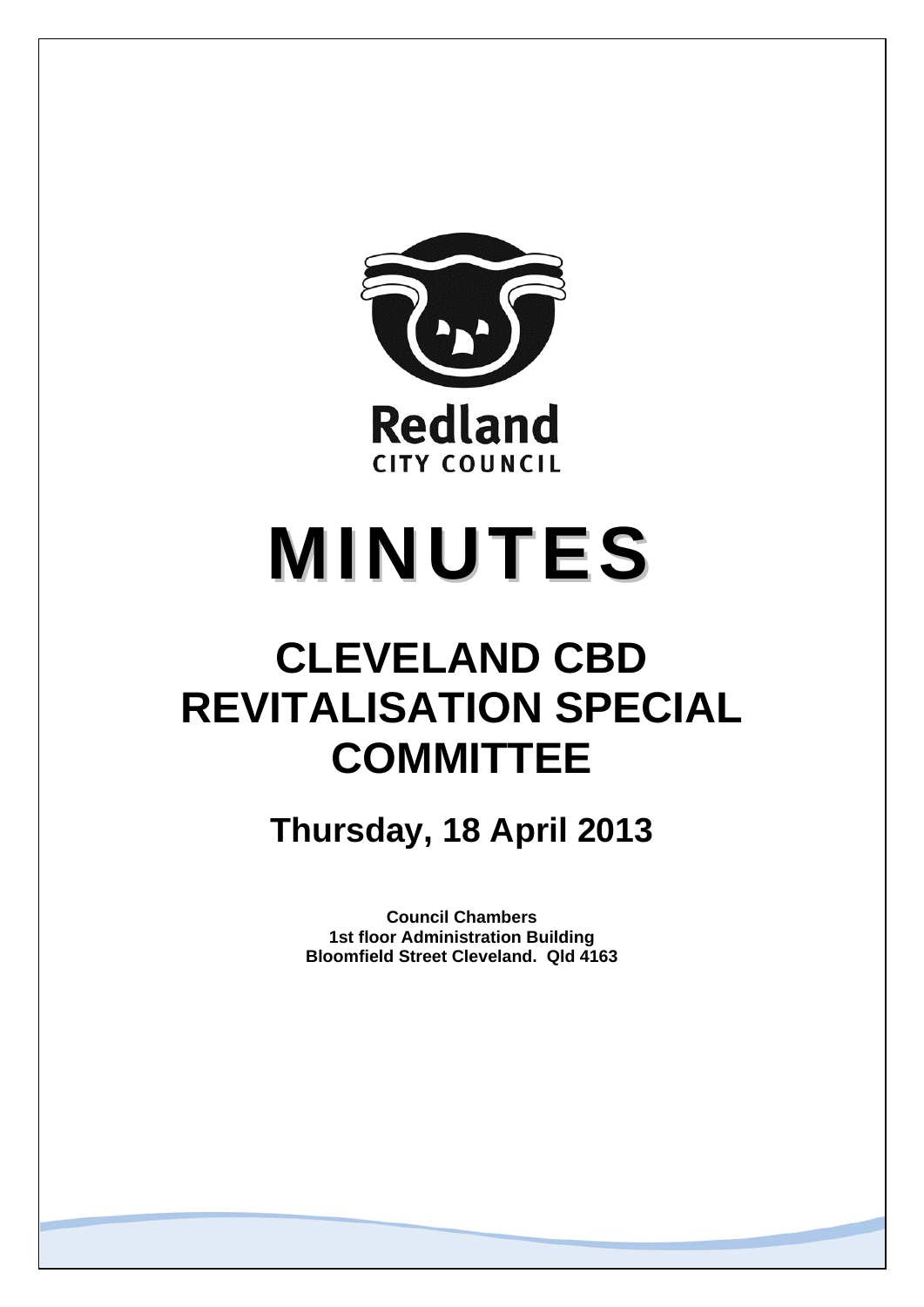Redland
CITY COUNCIL

# MINUTES

# CLEVELAND CBD REVITALISATION SPECIAL COMMITTEE

## Thursday, 18 April 2013

**Council Chambers**
**1st floor Administration Building**
**Bloomfield Street Cleveland. Qld 4163**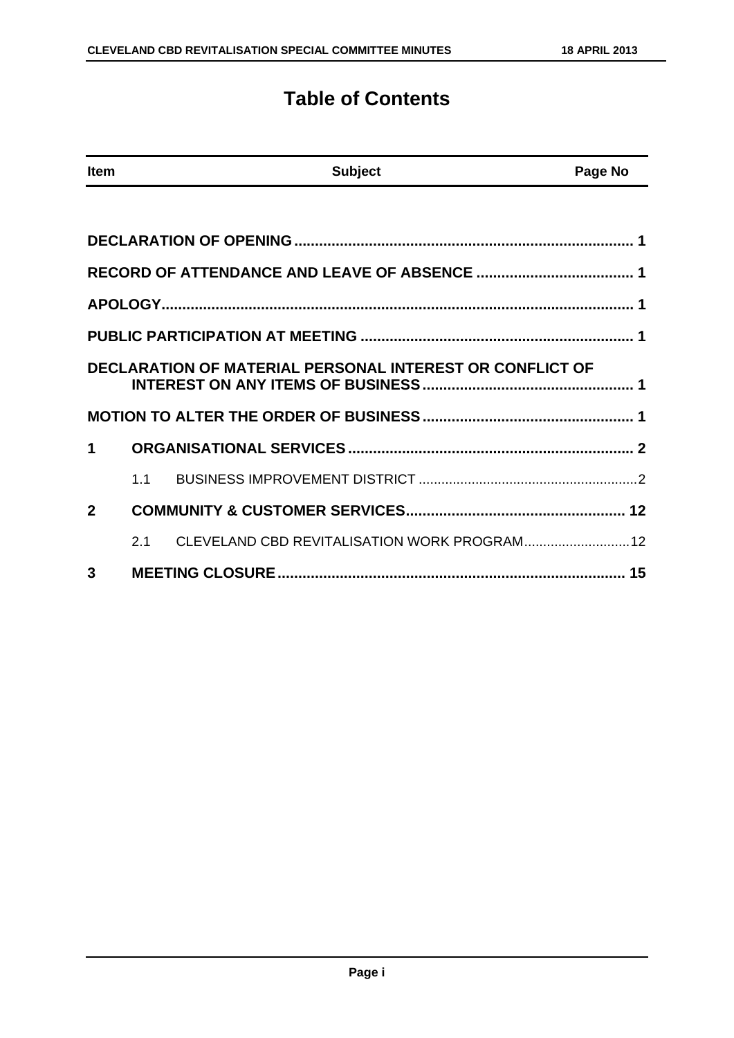# Table of Contents

| Item | | Subject | Page No |
|---|---|---|---|
| | | DECLARATION OF OPENING | 1 |
| | | RECORD OF ATTENDANCE AND LEAVE OF ABSENCE | 1 |
| | | APOLOGY | 1 |
| | | PUBLIC PARTICIPATION AT MEETING | 1 |
| | | DECLARATION OF MATERIAL PERSONAL INTEREST OR CONFLICT OF INTEREST ON ANY ITEMS OF BUSINESS | 1 |
| | | MOTION TO ALTER THE ORDER OF BUSINESS | 1 |
| 1 | | ORGANISATIONAL SERVICES | 2 |
| | 1.1 | BUSINESS IMPROVEMENT DISTRICT | 2 |
| 2 | | COMMUNITY & CUSTOMER SERVICES | 12 |
| | 2.1 | CLEVELAND CBD REVITALISATION WORK PROGRAM | 12 |
| 3 | | MEETING CLOSURE | 15 |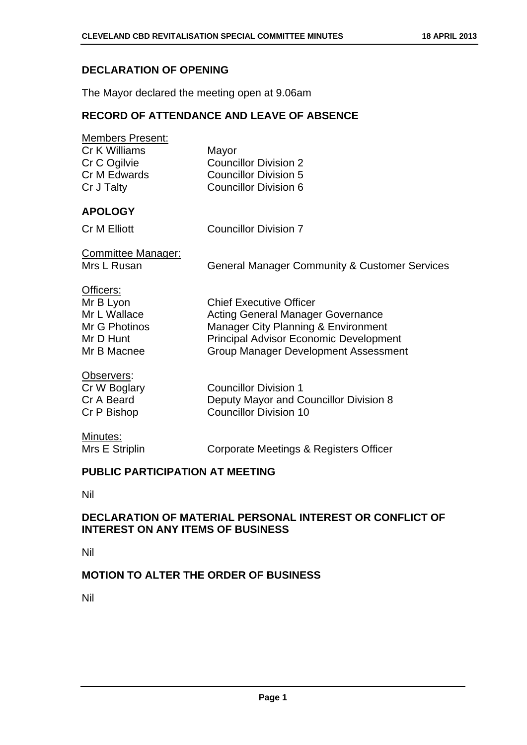## DECLARATION OF OPENING

The Mayor declared the meeting open at 9.06am

## RECORD OF ATTENDANCE AND LEAVE OF ABSENCE

| Members Present: | |
|---|---|
| Cr K Williams | Mayor |
| Cr C Ogilvie | Councillor Division 2 |
| Cr M Edwards | Councillor Division 5 |
| Cr J Talty | Councillor Division 6 |

## APOLOGY

| | |
|---|---|
| Cr M Elliott | Councillor Division 7 |

| Committee Manager: | |
|---|---|
| Mrs L Rusan | General Manager Community & Customer Services |

| Officers: | |
|---|---|
| Mr B Lyon | Chief Executive Officer |
| Mr L Wallace | Acting General Manager Governance |
| Mr G Photinos | Manager City Planning & Environment |
| Mr D Hunt | Principal Advisor Economic Development |
| Mr B Macnee | Group Manager Development Assessment |

| Observers: | |
|---|---|
| Cr W Boglary | Councillor Division 1 |
| Cr A Beard | Deputy Mayor and Councillor Division 8 |
| Cr P Bishop | Councillor Division 10 |

| Minutes: | |
|---|---|
| Mrs E Striplin | Corporate Meetings & Registers Officer |

## PUBLIC PARTICIPATION AT MEETING

Nil

## DECLARATION OF MATERIAL PERSONAL INTEREST OR CONFLICT OF INTEREST ON ANY ITEMS OF BUSINESS

Nil

## MOTION TO ALTER THE ORDER OF BUSINESS

Nil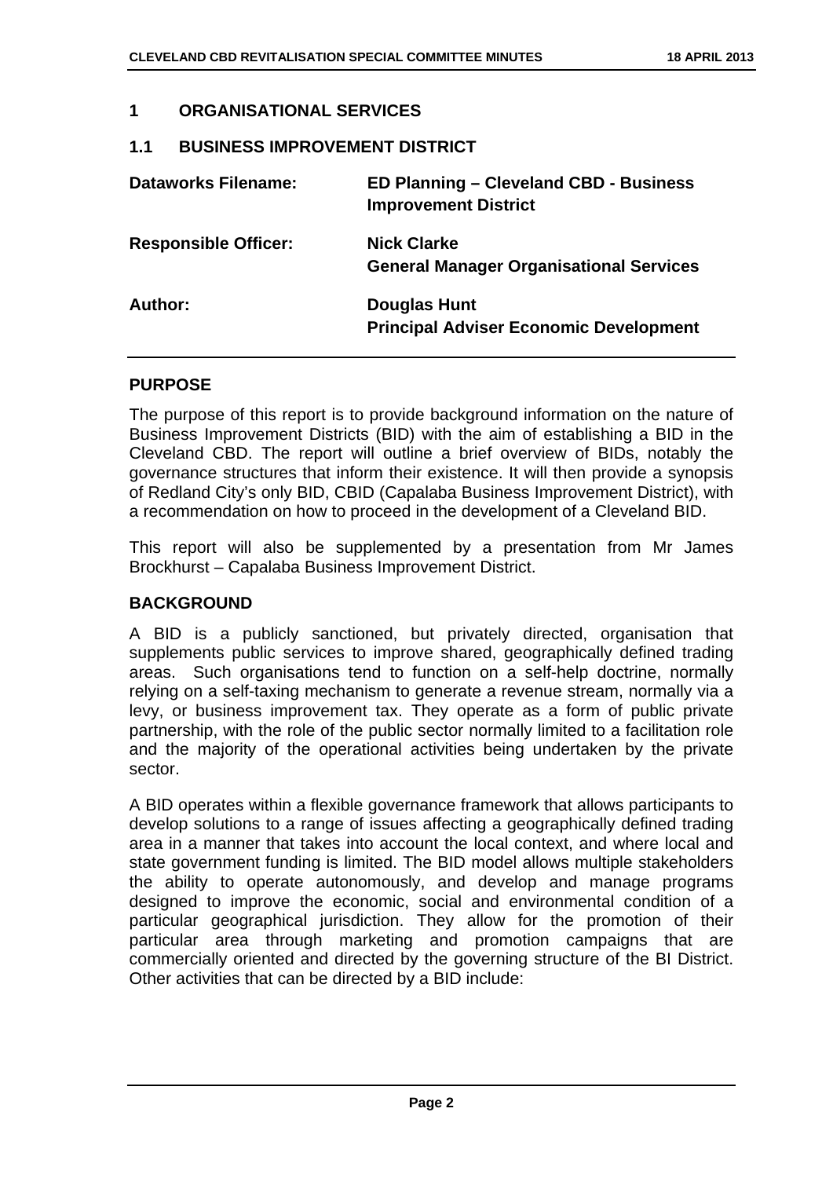## 1 ORGANISATIONAL SERVICES

### 1.1 BUSINESS IMPROVEMENT DISTRICT

| | |
|---|---|
| **Dataworks Filename:** | **ED Planning – Cleveland CBD - Business Improvement District** |
| **Responsible Officer:** | **Nick Clarke**<br>**General Manager Organisational Services** |
| **Author:** | **Douglas Hunt**<br>**Principal Adviser Economic Development** |

#### PURPOSE

The purpose of this report is to provide background information on the nature of Business Improvement Districts (BID) with the aim of establishing a BID in the Cleveland CBD. The report will outline a brief overview of BIDs, notably the governance structures that inform their existence. It will then provide a synopsis of Redland City's only BID, CBID (Capalaba Business Improvement District), with a recommendation on how to proceed in the development of a Cleveland BID.

This report will also be supplemented by a presentation from Mr James Brockhurst – Capalaba Business Improvement District.

#### BACKGROUND

A BID is a publicly sanctioned, but privately directed, organisation that supplements public services to improve shared, geographically defined trading areas. Such organisations tend to function on a self-help doctrine, normally relying on a self-taxing mechanism to generate a revenue stream, normally via a levy, or business improvement tax. They operate as a form of public private partnership, with the role of the public sector normally limited to a facilitation role and the majority of the operational activities being undertaken by the private sector.

A BID operates within a flexible governance framework that allows participants to develop solutions to a range of issues affecting a geographically defined trading area in a manner that takes into account the local context, and where local and state government funding is limited. The BID model allows multiple stakeholders the ability to operate autonomously, and develop and manage programs designed to improve the economic, social and environmental condition of a particular geographical jurisdiction. They allow for the promotion of their particular area through marketing and promotion campaigns that are commercially oriented and directed by the governing structure of the BI District. Other activities that can be directed by a BID include: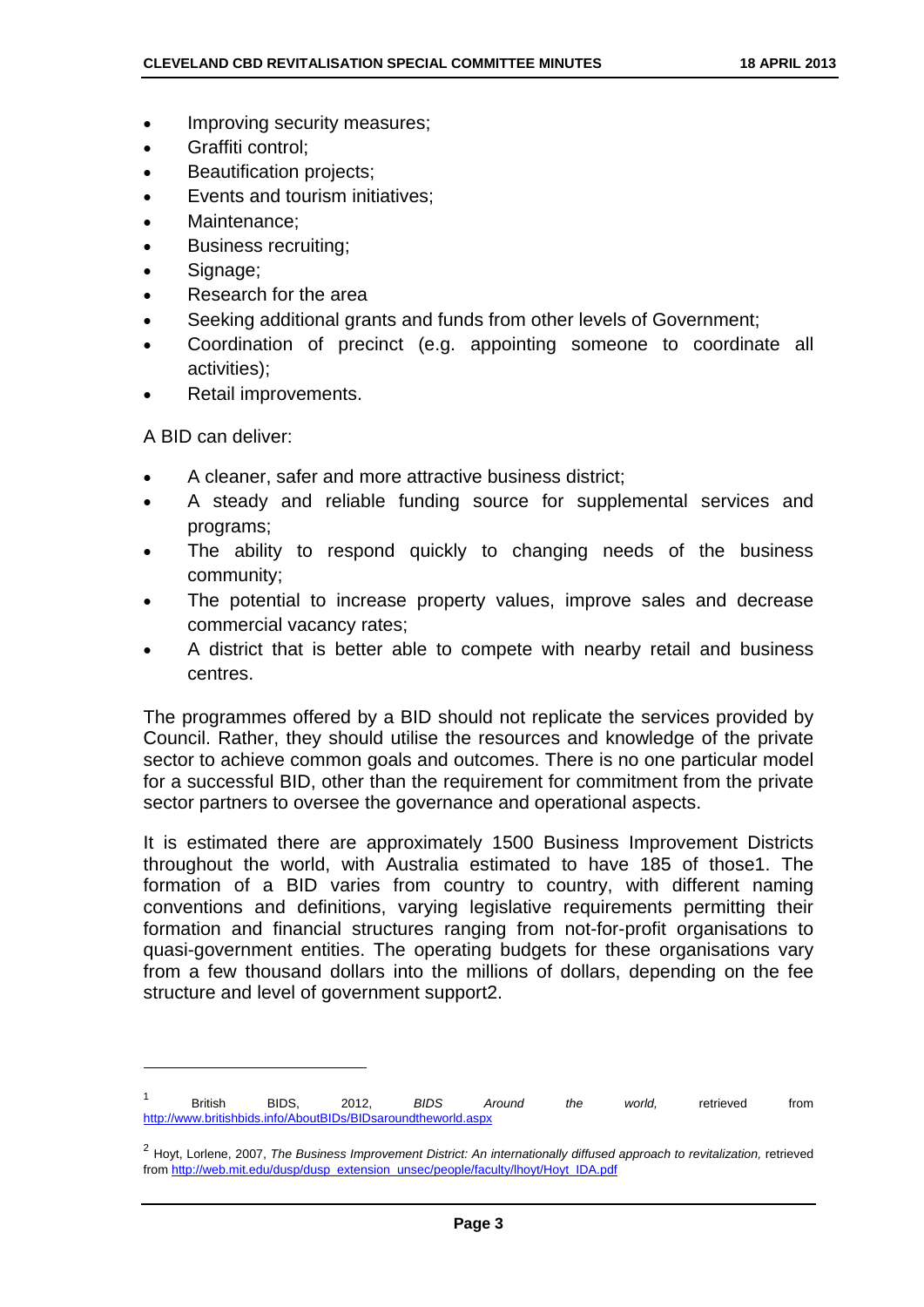- Improving security measures;
- Graffiti control;
- Beautification projects;
- Events and tourism initiatives;
- Maintenance;
- Business recruiting;
- Signage;
- Research for the area
- Seeking additional grants and funds from other levels of Government;
- Coordination of precinct (e.g. appointing someone to coordinate all activities);
- Retail improvements.

A BID can deliver:

- A cleaner, safer and more attractive business district;
- A steady and reliable funding source for supplemental services and programs;
- The ability to respond quickly to changing needs of the business community;
- The potential to increase property values, improve sales and decrease commercial vacancy rates;
- A district that is better able to compete with nearby retail and business centres.

The programmes offered by a BID should not replicate the services provided by Council. Rather, they should utilise the resources and knowledge of the private sector to achieve common goals and outcomes. There is no one particular model for a successful BID, other than the requirement for commitment from the private sector partners to oversee the governance and operational aspects.

It is estimated there are approximately 1500 Business Improvement Districts throughout the world, with Australia estimated to have 185 of those[1]. The formation of a BID varies from country to country, with different naming conventions and definitions, varying legislative requirements permitting their formation and financial structures ranging from not-for-profit organisations to quasi-government entities. The operating budgets for these organisations vary from a few thousand dollars into the millions of dollars, depending on the fee structure and level of government support[2].

---

[1] British BIDS, 2012, *BIDS Around the world,* retrieved from http://www.britishbids.info/AboutBIDs/BIDsaroundtheworld.aspx

[2] Hoyt, Lorlene, 2007, *The Business Improvement District: An internationally diffused approach to revitalization,* retrieved from http://web.mit.edu/dusp/dusp_extension_unsec/people/faculty/lhoyt/Hoyt_IDA.pdf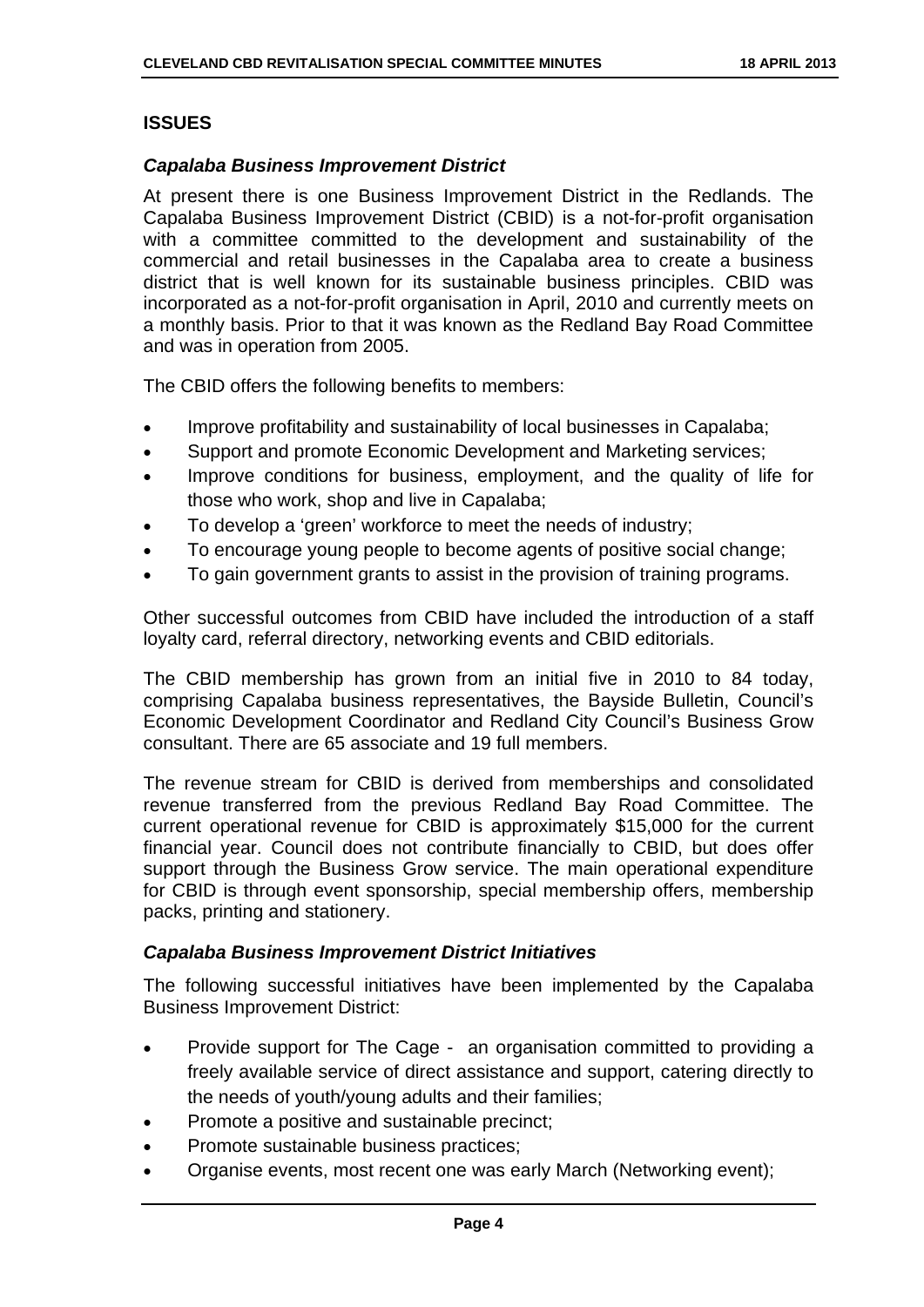## ISSUES

### *Capalaba Business Improvement District*

At present there is one Business Improvement District in the Redlands. The Capalaba Business Improvement District (CBID) is a not-for-profit organisation with a committee committed to the development and sustainability of the commercial and retail businesses in the Capalaba area to create a business district that is well known for its sustainable business principles. CBID was incorporated as a not-for-profit organisation in April, 2010 and currently meets on a monthly basis. Prior to that it was known as the Redland Bay Road Committee and was in operation from 2005.

The CBID offers the following benefits to members:

- Improve profitability and sustainability of local businesses in Capalaba;
- Support and promote Economic Development and Marketing services;
- Improve conditions for business, employment, and the quality of life for those who work, shop and live in Capalaba;
- To develop a 'green' workforce to meet the needs of industry;
- To encourage young people to become agents of positive social change;
- To gain government grants to assist in the provision of training programs.

Other successful outcomes from CBID have included the introduction of a staff loyalty card, referral directory, networking events and CBID editorials.

The CBID membership has grown from an initial five in 2010 to 84 today, comprising Capalaba business representatives, the Bayside Bulletin, Council's Economic Development Coordinator and Redland City Council's Business Grow consultant. There are 65 associate and 19 full members.

The revenue stream for CBID is derived from memberships and consolidated revenue transferred from the previous Redland Bay Road Committee. The current operational revenue for CBID is approximately $15,000 for the current financial year. Council does not contribute financially to CBID, but does offer support through the Business Grow service. The main operational expenditure for CBID is through event sponsorship, special membership offers, membership packs, printing and stationery.

### *Capalaba Business Improvement District Initiatives*

The following successful initiatives have been implemented by the Capalaba Business Improvement District:

- Provide support for The Cage - an organisation committed to providing a freely available service of direct assistance and support, catering directly to the needs of youth/young adults and their families;
- Promote a positive and sustainable precinct;
- Promote sustainable business practices;
- Organise events, most recent one was early March (Networking event);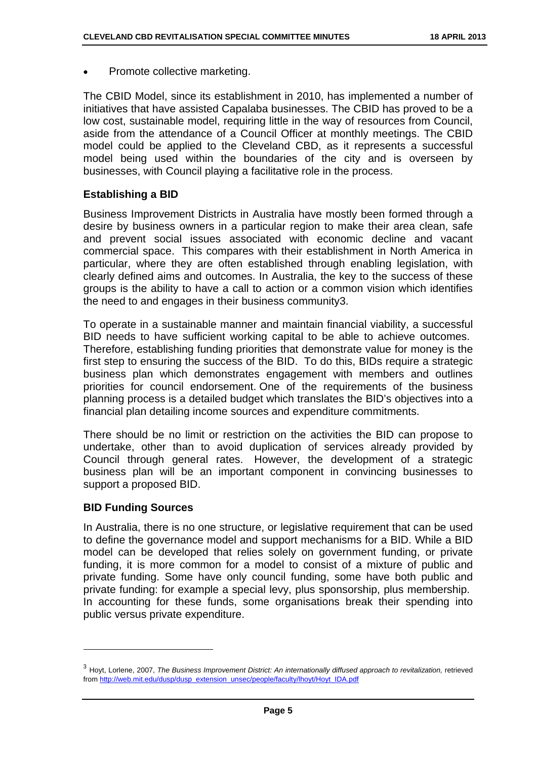- Promote collective marketing.

The CBID Model, since its establishment in 2010, has implemented a number of initiatives that have assisted Capalaba businesses. The CBID has proved to be a low cost, sustainable model, requiring little in the way of resources from Council, aside from the attendance of a Council Officer at monthly meetings. The CBID model could be applied to the Cleveland CBD, as it represents a successful model being used within the boundaries of the city and is overseen by businesses, with Council playing a facilitative role in the process.

### Establishing a BID

Business Improvement Districts in Australia have mostly been formed through a desire by business owners in a particular region to make their area clean, safe and prevent social issues associated with economic decline and vacant commercial space. This compares with their establishment in North America in particular, where they are often established through enabling legislation, with clearly defined aims and outcomes. In Australia, the key to the success of these groups is the ability to have a call to action or a common vision which identifies the need to and engages in their business community[3].

To operate in a sustainable manner and maintain financial viability, a successful BID needs to have sufficient working capital to be able to achieve outcomes. Therefore, establishing funding priorities that demonstrate value for money is the first step to ensuring the success of the BID. To do this, BIDs require a strategic business plan which demonstrates engagement with members and outlines priorities for council endorsement. One of the requirements of the business planning process is a detailed budget which translates the BID's objectives into a financial plan detailing income sources and expenditure commitments.

There should be no limit or restriction on the activities the BID can propose to undertake, other than to avoid duplication of services already provided by Council through general rates. However, the development of a strategic business plan will be an important component in convincing businesses to support a proposed BID.

### BID Funding Sources

In Australia, there is no one structure, or legislative requirement that can be used to define the governance model and support mechanisms for a BID. While a BID model can be developed that relies solely on government funding, or private funding, it is more common for a model to consist of a mixture of public and private funding. Some have only council funding, some have both public and private funding: for example a special levy, plus sponsorship, plus membership. In accounting for these funds, some organisations break their spending into public versus private expenditure.

---

[3] Hoyt, Lorlene, 2007, *The Business Improvement District: An internationally diffused approach to revitalization,* retrieved from http://web.mit.edu/dusp/dusp_extension_unsec/people/faculty/lhoyt/Hoyt_IDA.pdf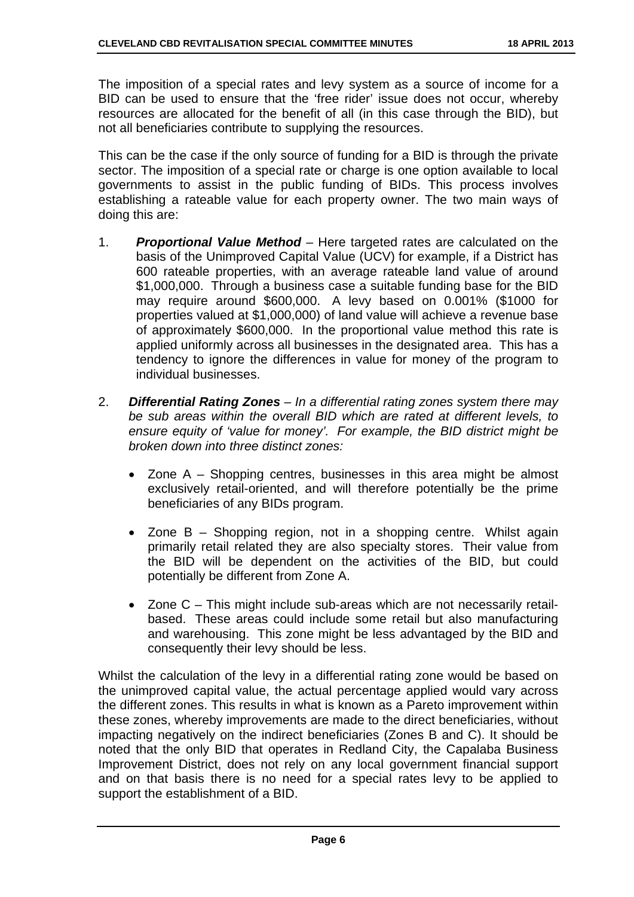The imposition of a special rates and levy system as a source of income for a BID can be used to ensure that the 'free rider' issue does not occur, whereby resources are allocated for the benefit of all (in this case through the BID), but not all beneficiaries contribute to supplying the resources.

This can be the case if the only source of funding for a BID is through the private sector. The imposition of a special rate or charge is one option available to local governments to assist in the public funding of BIDs. This process involves establishing a rateable value for each property owner. The two main ways of doing this are:

1. ***Proportional Value Method*** – Here targeted rates are calculated on the basis of the Unimproved Capital Value (UCV) for example, if a District has 600 rateable properties, with an average rateable land value of around \$1,000,000. Through a business case a suitable funding base for the BID may require around \$600,000. A levy based on 0.001% (\$1000 for properties valued at \$1,000,000) of land value will achieve a revenue base of approximately \$600,000. In the proportional value method this rate is applied uniformly across all businesses in the designated area. This has a tendency to ignore the differences in value for money of the program to individual businesses.

2. ***Differential Rating Zones*** – *In a differential rating zones system there may be sub areas within the overall BID which are rated at different levels, to ensure equity of 'value for money'. For example, the BID district might be broken down into three distinct zones:*

    - Zone A – Shopping centres, businesses in this area might be almost exclusively retail-oriented, and will therefore potentially be the prime beneficiaries of any BIDs program.

    - Zone B – Shopping region, not in a shopping centre. Whilst again primarily retail related they are also specialty stores. Their value from the BID will be dependent on the activities of the BID, but could potentially be different from Zone A.

    - Zone C – This might include sub-areas which are not necessarily retail-based. These areas could include some retail but also manufacturing and warehousing. This zone might be less advantaged by the BID and consequently their levy should be less.

Whilst the calculation of the levy in a differential rating zone would be based on the unimproved capital value, the actual percentage applied would vary across the different zones. This results in what is known as a Pareto improvement within these zones, whereby improvements are made to the direct beneficiaries, without impacting negatively on the indirect beneficiaries (Zones B and C). It should be noted that the only BID that operates in Redland City, the Capalaba Business Improvement District, does not rely on any local government financial support and on that basis there is no need for a special rates levy to be applied to support the establishment of a BID.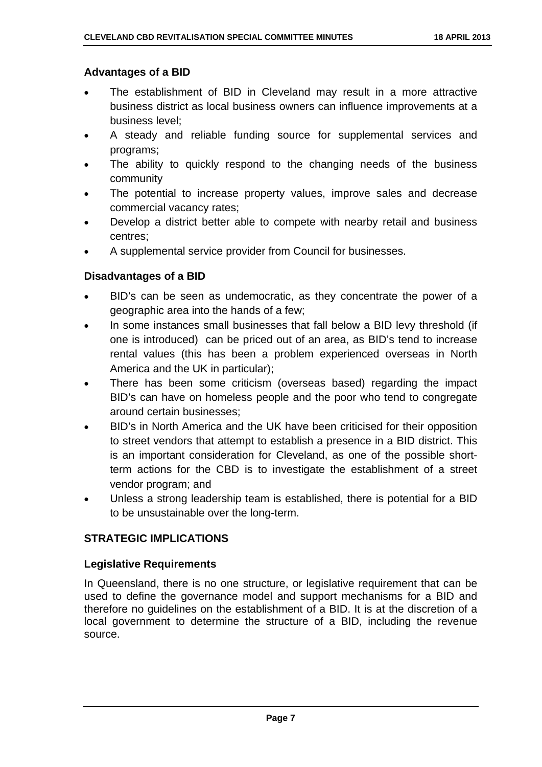### Advantages of a BID

- The establishment of BID in Cleveland may result in a more attractive business district as local business owners can influence improvements at a business level;
- A steady and reliable funding source for supplemental services and programs;
- The ability to quickly respond to the changing needs of the business community
- The potential to increase property values, improve sales and decrease commercial vacancy rates;
- Develop a district better able to compete with nearby retail and business centres;
- A supplemental service provider from Council for businesses.

### Disadvantages of a BID

- BID's can be seen as undemocratic, as they concentrate the power of a geographic area into the hands of a few;
- In some instances small businesses that fall below a BID levy threshold (if one is introduced) can be priced out of an area, as BID's tend to increase rental values (this has been a problem experienced overseas in North America and the UK in particular);
- There has been some criticism (overseas based) regarding the impact BID's can have on homeless people and the poor who tend to congregate around certain businesses;
- BID's in North America and the UK have been criticised for their opposition to street vendors that attempt to establish a presence in a BID district. This is an important consideration for Cleveland, as one of the possible short-term actions for the CBD is to investigate the establishment of a street vendor program; and
- Unless a strong leadership team is established, there is potential for a BID to be unsustainable over the long-term.

## STRATEGIC IMPLICATIONS

### Legislative Requirements

In Queensland, there is no one structure, or legislative requirement that can be used to define the governance model and support mechanisms for a BID and therefore no guidelines on the establishment of a BID. It is at the discretion of a local government to determine the structure of a BID, including the revenue source.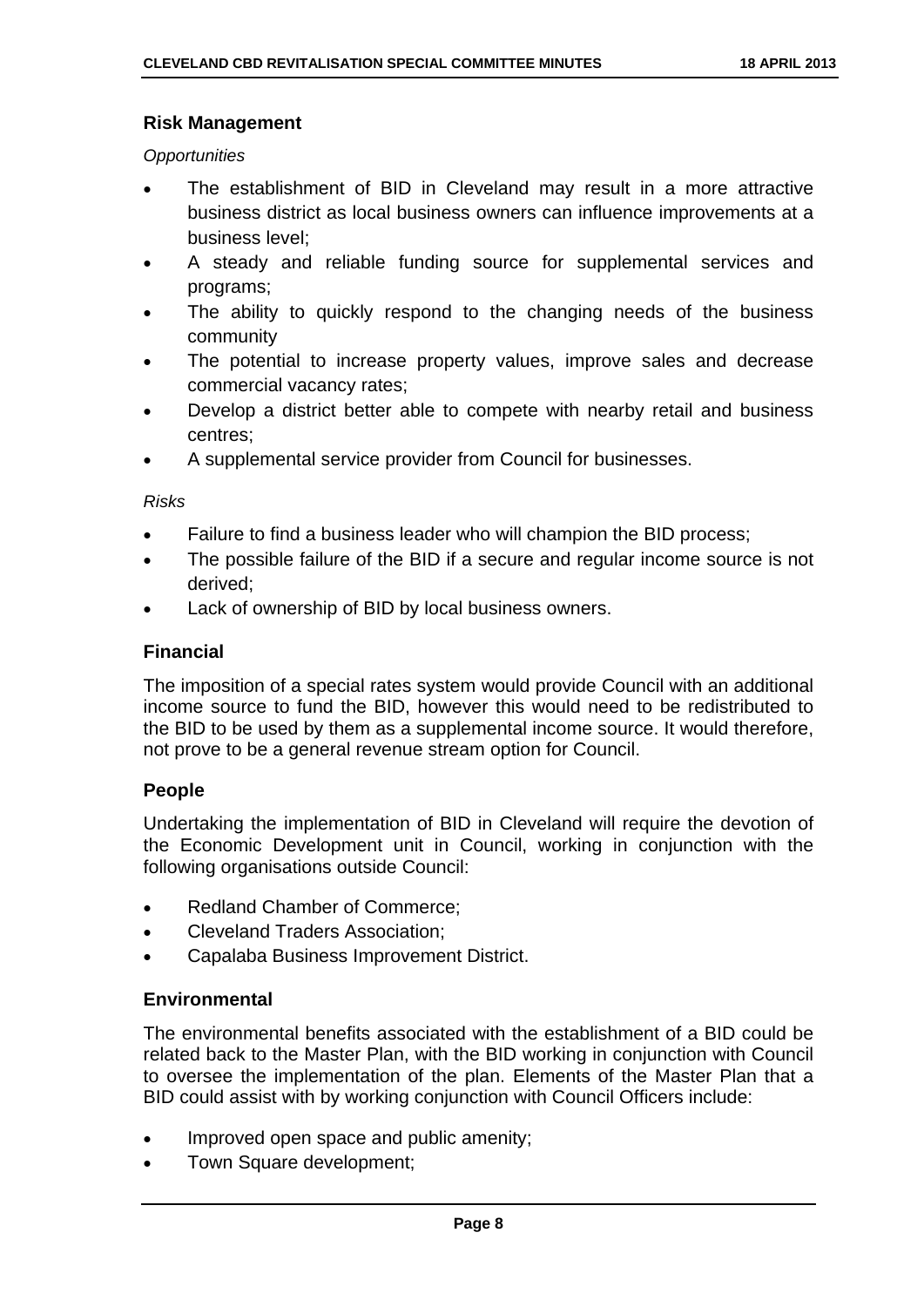### Risk Management

*Opportunities*

- The establishment of BID in Cleveland may result in a more attractive business district as local business owners can influence improvements at a business level;
- A steady and reliable funding source for supplemental services and programs;
- The ability to quickly respond to the changing needs of the business community
- The potential to increase property values, improve sales and decrease commercial vacancy rates;
- Develop a district better able to compete with nearby retail and business centres;
- A supplemental service provider from Council for businesses.

*Risks*

- Failure to find a business leader who will champion the BID process;
- The possible failure of the BID if a secure and regular income source is not derived;
- Lack of ownership of BID by local business owners.

### Financial

The imposition of a special rates system would provide Council with an additional income source to fund the BID, however this would need to be redistributed to the BID to be used by them as a supplemental income source. It would therefore, not prove to be a general revenue stream option for Council.

### People

Undertaking the implementation of BID in Cleveland will require the devotion of the Economic Development unit in Council, working in conjunction with the following organisations outside Council:

- Redland Chamber of Commerce;
- Cleveland Traders Association;
- Capalaba Business Improvement District.

### Environmental

The environmental benefits associated with the establishment of a BID could be related back to the Master Plan, with the BID working in conjunction with Council to oversee the implementation of the plan. Elements of the Master Plan that a BID could assist with by working conjunction with Council Officers include:

- Improved open space and public amenity;
- Town Square development;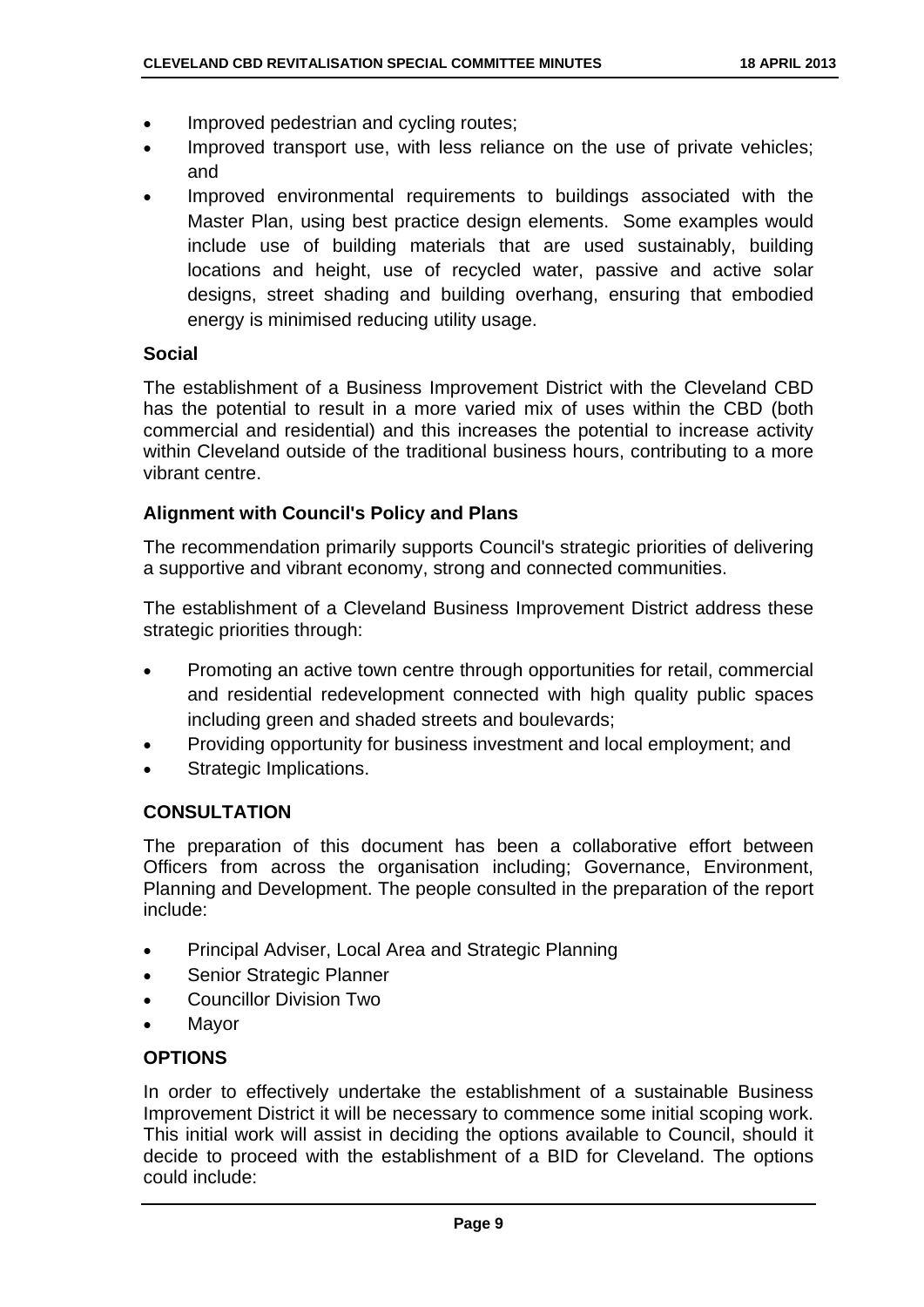- Improved pedestrian and cycling routes;
- Improved transport use, with less reliance on the use of private vehicles; and
- Improved environmental requirements to buildings associated with the Master Plan, using best practice design elements. Some examples would include use of building materials that are used sustainably, building locations and height, use of recycled water, passive and active solar designs, street shading and building overhang, ensuring that embodied energy is minimised reducing utility usage.

**Social**

The establishment of a Business Improvement District with the Cleveland CBD has the potential to result in a more varied mix of uses within the CBD (both commercial and residential) and this increases the potential to increase activity within Cleveland outside of the traditional business hours, contributing to a more vibrant centre.

**Alignment with Council's Policy and Plans**

The recommendation primarily supports Council's strategic priorities of delivering a supportive and vibrant economy, strong and connected communities.

The establishment of a Cleveland Business Improvement District address these strategic priorities through:

- Promoting an active town centre through opportunities for retail, commercial and residential redevelopment connected with high quality public spaces including green and shaded streets and boulevards;
- Providing opportunity for business investment and local employment; and
- Strategic Implications.

## CONSULTATION

The preparation of this document has been a collaborative effort between Officers from across the organisation including; Governance, Environment, Planning and Development. The people consulted in the preparation of the report include:

- Principal Adviser, Local Area and Strategic Planning
- Senior Strategic Planner
- Councillor Division Two
- Mayor

## OPTIONS

In order to effectively undertake the establishment of a sustainable Business Improvement District it will be necessary to commence some initial scoping work. This initial work will assist in deciding the options available to Council, should it decide to proceed with the establishment of a BID for Cleveland. The options could include: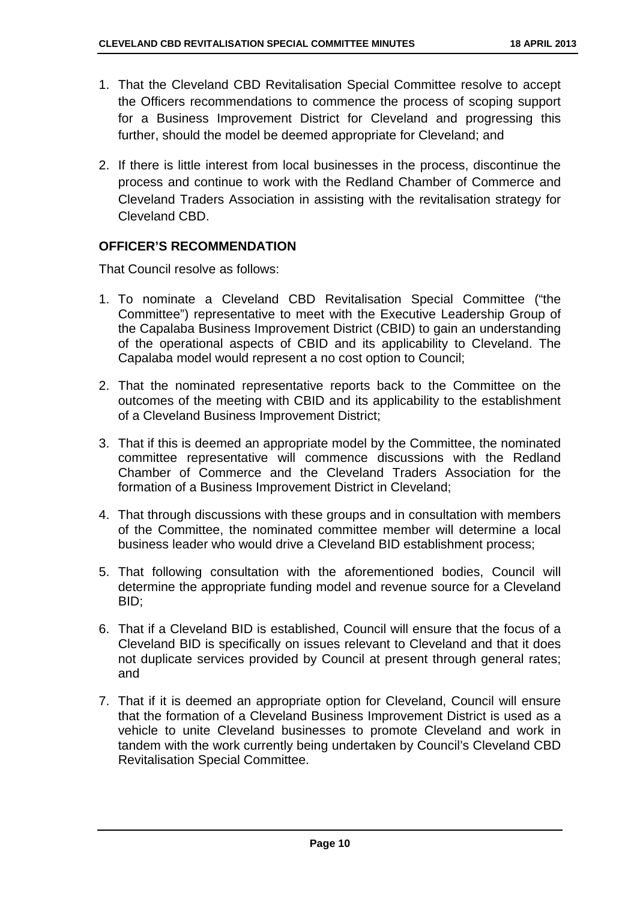1. That the Cleveland CBD Revitalisation Special Committee resolve to accept the Officers recommendations to commence the process of scoping support for a Business Improvement District for Cleveland and progressing this further, should the model be deemed appropriate for Cleveland; and

2. If there is little interest from local businesses in the process, discontinue the process and continue to work with the Redland Chamber of Commerce and Cleveland Traders Association in assisting with the revitalisation strategy for Cleveland CBD.

**OFFICER'S RECOMMENDATION**

That Council resolve as follows:

1. To nominate a Cleveland CBD Revitalisation Special Committee ("the Committee") representative to meet with the Executive Leadership Group of the Capalaba Business Improvement District (CBID) to gain an understanding of the operational aspects of CBID and its applicability to Cleveland. The Capalaba model would represent a no cost option to Council;

2. That the nominated representative reports back to the Committee on the outcomes of the meeting with CBID and its applicability to the establishment of a Cleveland Business Improvement District;

3. That if this is deemed an appropriate model by the Committee, the nominated committee representative will commence discussions with the Redland Chamber of Commerce and the Cleveland Traders Association for the formation of a Business Improvement District in Cleveland;

4. That through discussions with these groups and in consultation with members of the Committee, the nominated committee member will determine a local business leader who would drive a Cleveland BID establishment process;

5. That following consultation with the aforementioned bodies, Council will determine the appropriate funding model and revenue source for a Cleveland BID;

6. That if a Cleveland BID is established, Council will ensure that the focus of a Cleveland BID is specifically on issues relevant to Cleveland and that it does not duplicate services provided by Council at present through general rates; and

7. That if it is deemed an appropriate option for Cleveland, Council will ensure that the formation of a Cleveland Business Improvement District is used as a vehicle to unite Cleveland businesses to promote Cleveland and work in tandem with the work currently being undertaken by Council's Cleveland CBD Revitalisation Special Committee.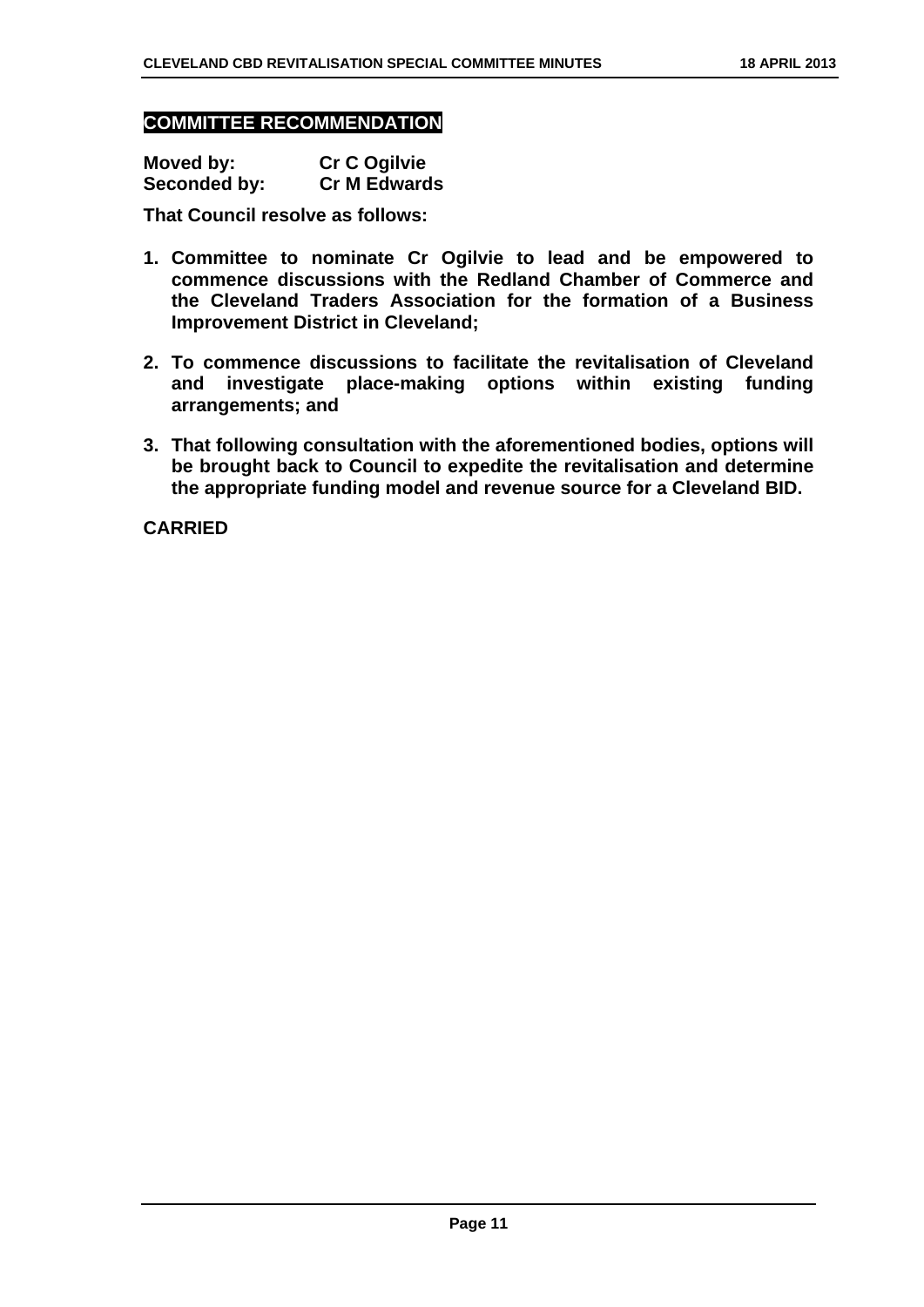## COMMITTEE RECOMMENDATION

**Moved by:** **Cr C Ogilvie**
**Seconded by:** **Cr M Edwards**

**That Council resolve as follows:**

1. **Committee to nominate Cr Ogilvie to lead and be empowered to commence discussions with the Redland Chamber of Commerce and the Cleveland Traders Association for the formation of a Business Improvement District in Cleveland;**

2. **To commence discussions to facilitate the revitalisation of Cleveland and investigate place-making options within existing funding arrangements; and**

3. **That following consultation with the aforementioned bodies, options will be brought back to Council to expedite the revitalisation and determine the appropriate funding model and revenue source for a Cleveland BID.**

**CARRIED**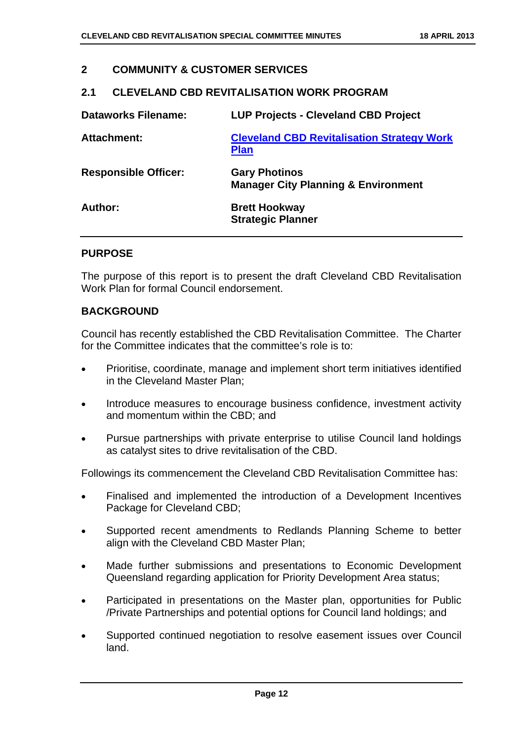## 2 COMMUNITY & CUSTOMER SERVICES

### 2.1 CLEVELAND CBD REVITALISATION WORK PROGRAM

| | |
|---|---|
| **Dataworks Filename:** | **LUP Projects - Cleveland CBD Project** |
| **Attachment:** | **Cleveland CBD Revitalisation Strategy Work Plan** |
| **Responsible Officer:** | **Gary Photinos**<br>**Manager City Planning & Environment** |
| **Author:** | **Brett Hookway**<br>**Strategic Planner** |

**PURPOSE**

The purpose of this report is to present the draft Cleveland CBD Revitalisation Work Plan for formal Council endorsement.

**BACKGROUND**

Council has recently established the CBD Revitalisation Committee. The Charter for the Committee indicates that the committee's role is to:

- Prioritise, coordinate, manage and implement short term initiatives identified in the Cleveland Master Plan;
- Introduce measures to encourage business confidence, investment activity and momentum within the CBD; and
- Pursue partnerships with private enterprise to utilise Council land holdings as catalyst sites to drive revitalisation of the CBD.

Followings its commencement the Cleveland CBD Revitalisation Committee has:

- Finalised and implemented the introduction of a Development Incentives Package for Cleveland CBD;
- Supported recent amendments to Redlands Planning Scheme to better align with the Cleveland CBD Master Plan;
- Made further submissions and presentations to Economic Development Queensland regarding application for Priority Development Area status;
- Participated in presentations on the Master plan, opportunities for Public /Private Partnerships and potential options for Council land holdings; and
- Supported continued negotiation to resolve easement issues over Council land.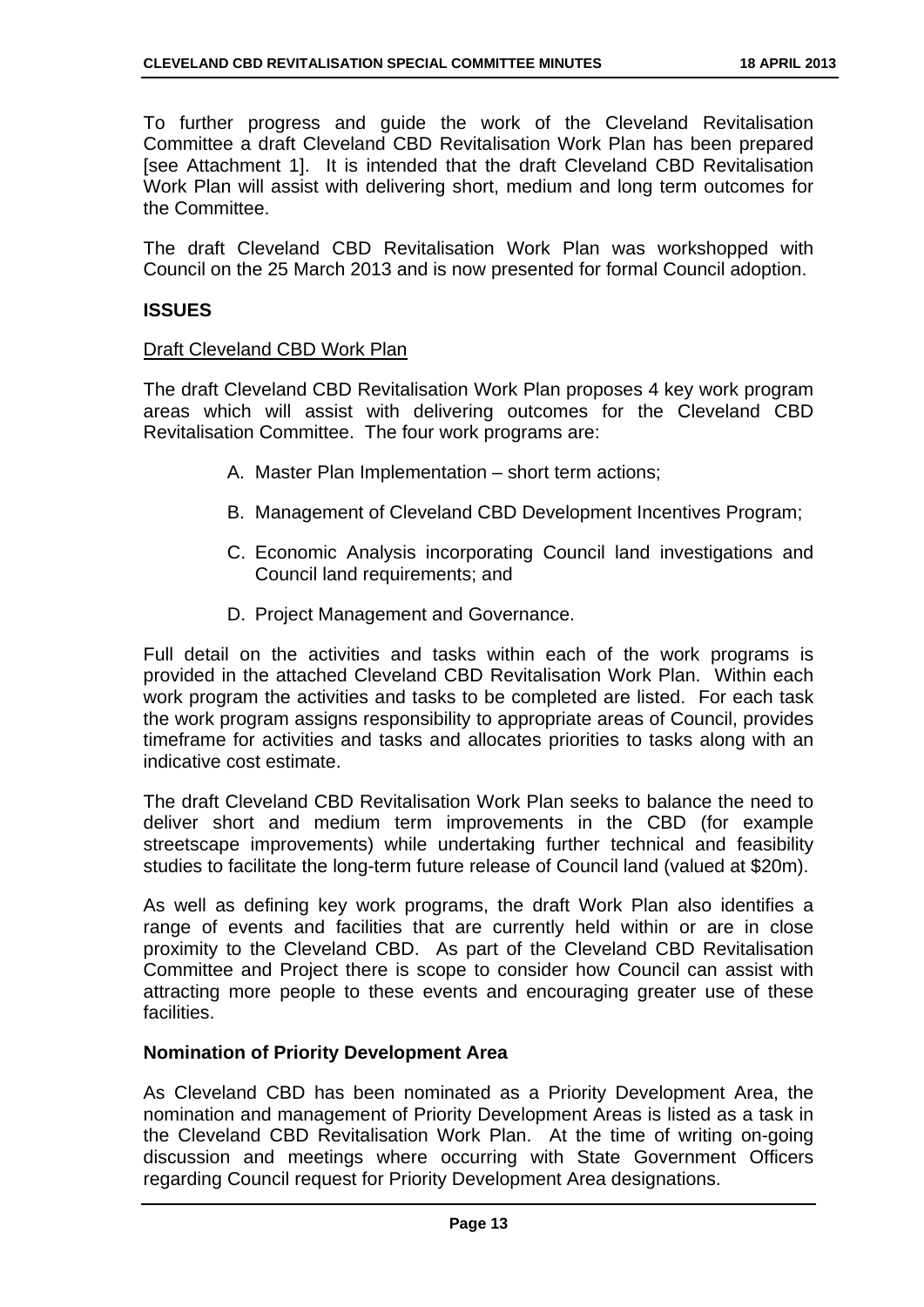To further progress and guide the work of the Cleveland Revitalisation Committee a draft Cleveland CBD Revitalisation Work Plan has been prepared [see Attachment 1]. It is intended that the draft Cleveland CBD Revitalisation Work Plan will assist with delivering short, medium and long term outcomes for the Committee.

The draft Cleveland CBD Revitalisation Work Plan was workshopped with Council on the 25 March 2013 and is now presented for formal Council adoption.

## ISSUES

Draft Cleveland CBD Work Plan

The draft Cleveland CBD Revitalisation Work Plan proposes 4 key work program areas which will assist with delivering outcomes for the Cleveland CBD Revitalisation Committee. The four work programs are:

A. Master Plan Implementation – short term actions;

B. Management of Cleveland CBD Development Incentives Program;

C. Economic Analysis incorporating Council land investigations and Council land requirements; and

D. Project Management and Governance.

Full detail on the activities and tasks within each of the work programs is provided in the attached Cleveland CBD Revitalisation Work Plan. Within each work program the activities and tasks to be completed are listed. For each task the work program assigns responsibility to appropriate areas of Council, provides timeframe for activities and tasks and allocates priorities to tasks along with an indicative cost estimate.

The draft Cleveland CBD Revitalisation Work Plan seeks to balance the need to deliver short and medium term improvements in the CBD (for example streetscape improvements) while undertaking further technical and feasibility studies to facilitate the long-term future release of Council land (valued at $20m).

As well as defining key work programs, the draft Work Plan also identifies a range of events and facilities that are currently held within or are in close proximity to the Cleveland CBD. As part of the Cleveland CBD Revitalisation Committee and Project there is scope to consider how Council can assist with attracting more people to these events and encouraging greater use of these facilities.

### Nomination of Priority Development Area

As Cleveland CBD has been nominated as a Priority Development Area, the nomination and management of Priority Development Areas is listed as a task in the Cleveland CBD Revitalisation Work Plan. At the time of writing on-going discussion and meetings where occurring with State Government Officers regarding Council request for Priority Development Area designations.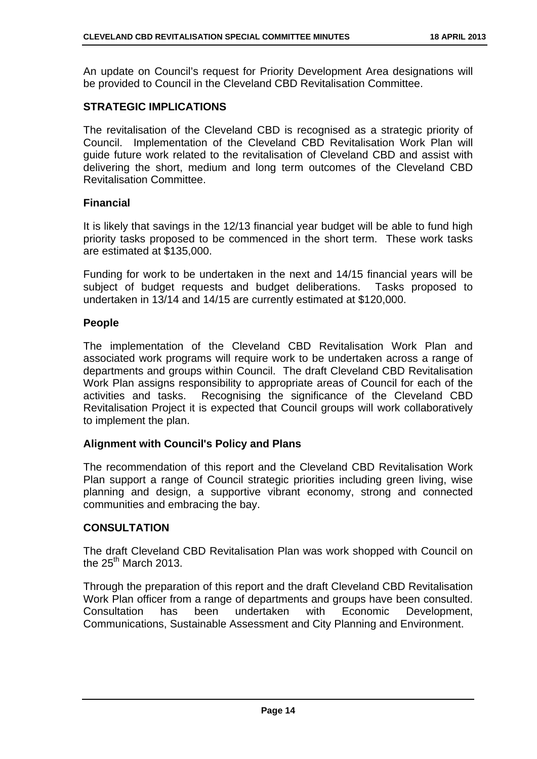An update on Council's request for Priority Development Area designations will be provided to Council in the Cleveland CBD Revitalisation Committee.

## STRATEGIC IMPLICATIONS

The revitalisation of the Cleveland CBD is recognised as a strategic priority of Council. Implementation of the Cleveland CBD Revitalisation Work Plan will guide future work related to the revitalisation of Cleveland CBD and assist with delivering the short, medium and long term outcomes of the Cleveland CBD Revitalisation Committee.

### Financial

It is likely that savings in the 12/13 financial year budget will be able to fund high priority tasks proposed to be commenced in the short term. These work tasks are estimated at $135,000.

Funding for work to be undertaken in the next and 14/15 financial years will be subject of budget requests and budget deliberations. Tasks proposed to undertaken in 13/14 and 14/15 are currently estimated at $120,000.

### People

The implementation of the Cleveland CBD Revitalisation Work Plan and associated work programs will require work to be undertaken across a range of departments and groups within Council. The draft Cleveland CBD Revitalisation Work Plan assigns responsibility to appropriate areas of Council for each of the activities and tasks. Recognising the significance of the Cleveland CBD Revitalisation Project it is expected that Council groups will work collaboratively to implement the plan.

### Alignment with Council's Policy and Plans

The recommendation of this report and the Cleveland CBD Revitalisation Work Plan support a range of Council strategic priorities including green living, wise planning and design, a supportive vibrant economy, strong and connected communities and embracing the bay.

## CONSULTATION

The draft Cleveland CBD Revitalisation Plan was work shopped with Council on the 25th March 2013.

Through the preparation of this report and the draft Cleveland CBD Revitalisation Work Plan officer from a range of departments and groups have been consulted. Consultation has been undertaken with Economic Development, Communications, Sustainable Assessment and City Planning and Environment.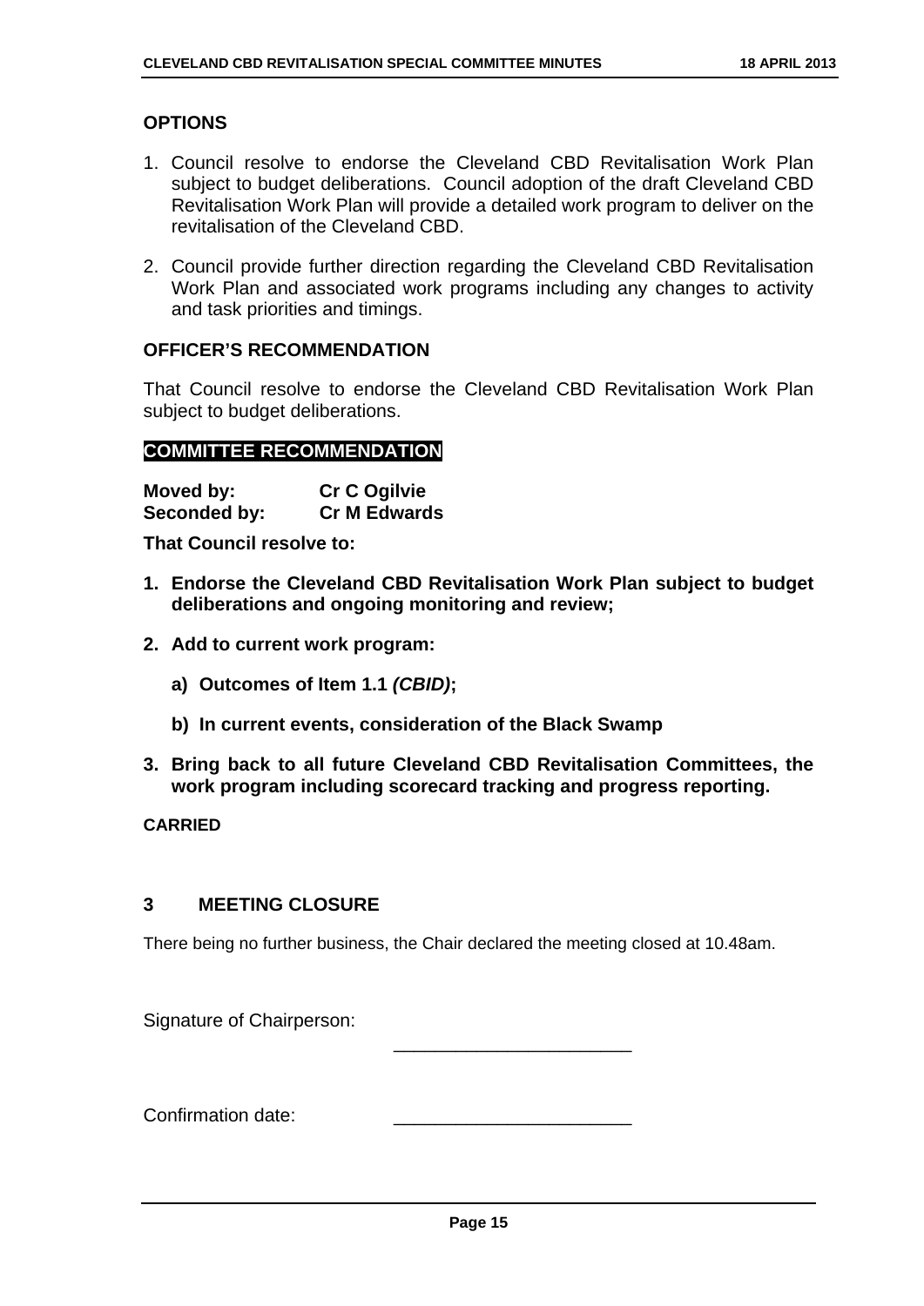## OPTIONS

1. Council resolve to endorse the Cleveland CBD Revitalisation Work Plan subject to budget deliberations. Council adoption of the draft Cleveland CBD Revitalisation Work Plan will provide a detailed work program to deliver on the revitalisation of the Cleveland CBD.
2. Council provide further direction regarding the Cleveland CBD Revitalisation Work Plan and associated work programs including any changes to activity and task priorities and timings.

## OFFICER'S RECOMMENDATION

That Council resolve to endorse the Cleveland CBD Revitalisation Work Plan subject to budget deliberations.

## COMMITTEE RECOMMENDATION

**Moved by:** **Cr C Ogilvie**
**Seconded by:** **Cr M Edwards**

**That Council resolve to:**

1. **Endorse the Cleveland CBD Revitalisation Work Plan subject to budget deliberations and ongoing monitoring and review;**
2. **Add to current work program:**
   a) **Outcomes of Item 1.1 *(CBID)*;**
   b) **In current events, consideration of the Black Swamp**
3. **Bring back to all future Cleveland CBD Revitalisation Committees, the work program including scorecard tracking and progress reporting.**

**CARRIED**

## 3 MEETING CLOSURE

There being no further business, the Chair declared the meeting closed at 10.48am.

Signature of Chairperson: _______________________

Confirmation date: _______________________